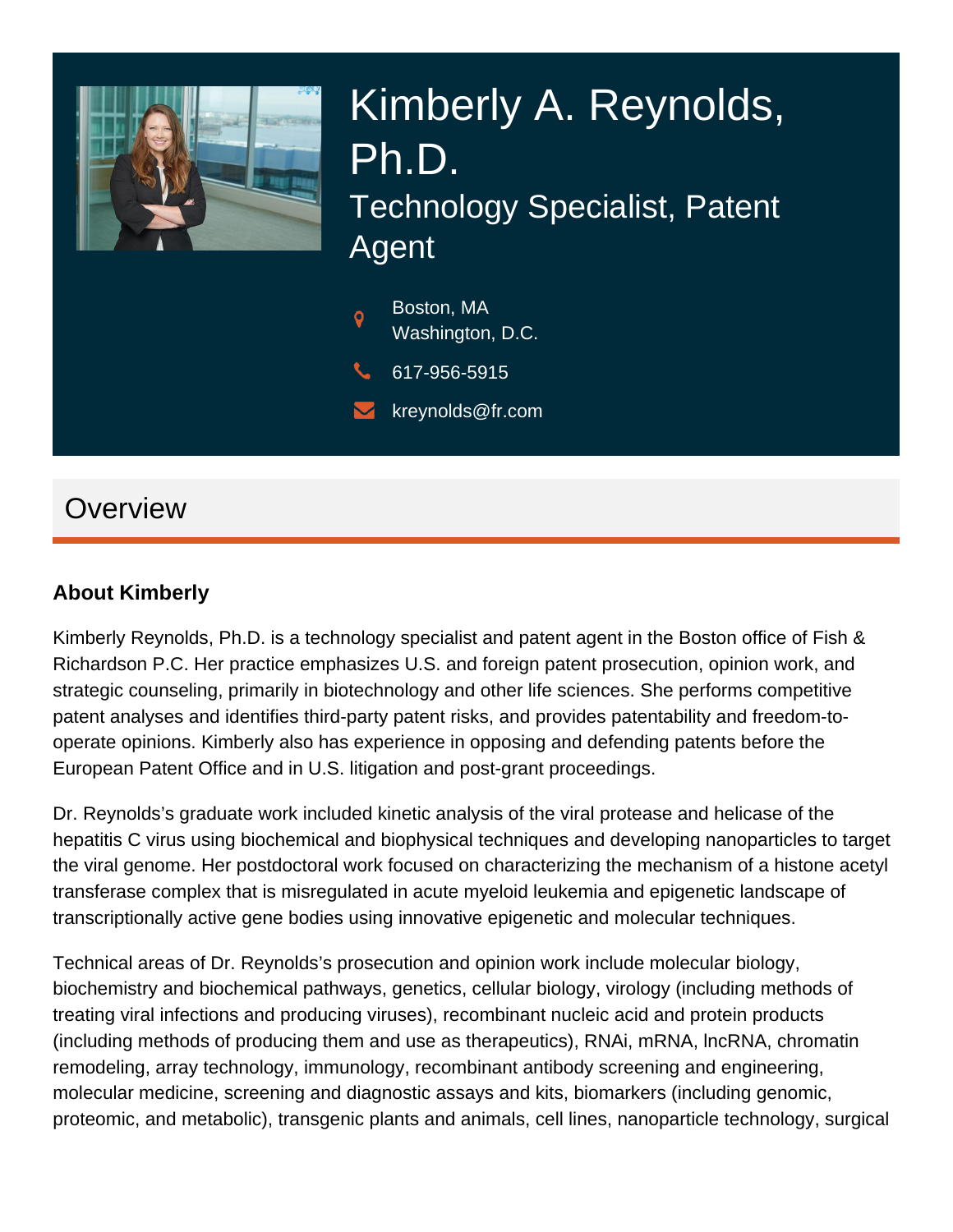# Kimberly A. Reynolds, Ph.D.

## Technology Specialist, Patent Agent

Boston, MA
Washington, D.C.

617-956-5915

kreynolds@fr.com

## Overview

### About Kimberly

Kimberly Reynolds, Ph.D. is a technology specialist and patent agent in the Boston office of Fish & Richardson P.C. Her practice emphasizes U.S. and foreign patent prosecution, opinion work, and strategic counseling, primarily in biotechnology and other life sciences. She performs competitive patent analyses and identifies third-party patent risks, and provides patentability and freedom-to-operate opinions. Kimberly also has experience in opposing and defending patents before the European Patent Office and in U.S. litigation and post-grant proceedings.

Dr. Reynolds's graduate work included kinetic analysis of the viral protease and helicase of the hepatitis C virus using biochemical and biophysical techniques and developing nanoparticles to target the viral genome. Her postdoctoral work focused on characterizing the mechanism of a histone acetyl transferase complex that is misregulated in acute myeloid leukemia and epigenetic landscape of transcriptionally active gene bodies using innovative epigenetic and molecular techniques.

Technical areas of Dr. Reynolds's prosecution and opinion work include molecular biology, biochemistry and biochemical pathways, genetics, cellular biology, virology (including methods of treating viral infections and producing viruses), recombinant nucleic acid and protein products (including methods of producing them and use as therapeutics), RNAi, mRNA, lncRNA, chromatin remodeling, array technology, immunology, recombinant antibody screening and engineering, molecular medicine, screening and diagnostic assays and kits, biomarkers (including genomic, proteomic, and metabolic), transgenic plants and animals, cell lines, nanoparticle technology, surgical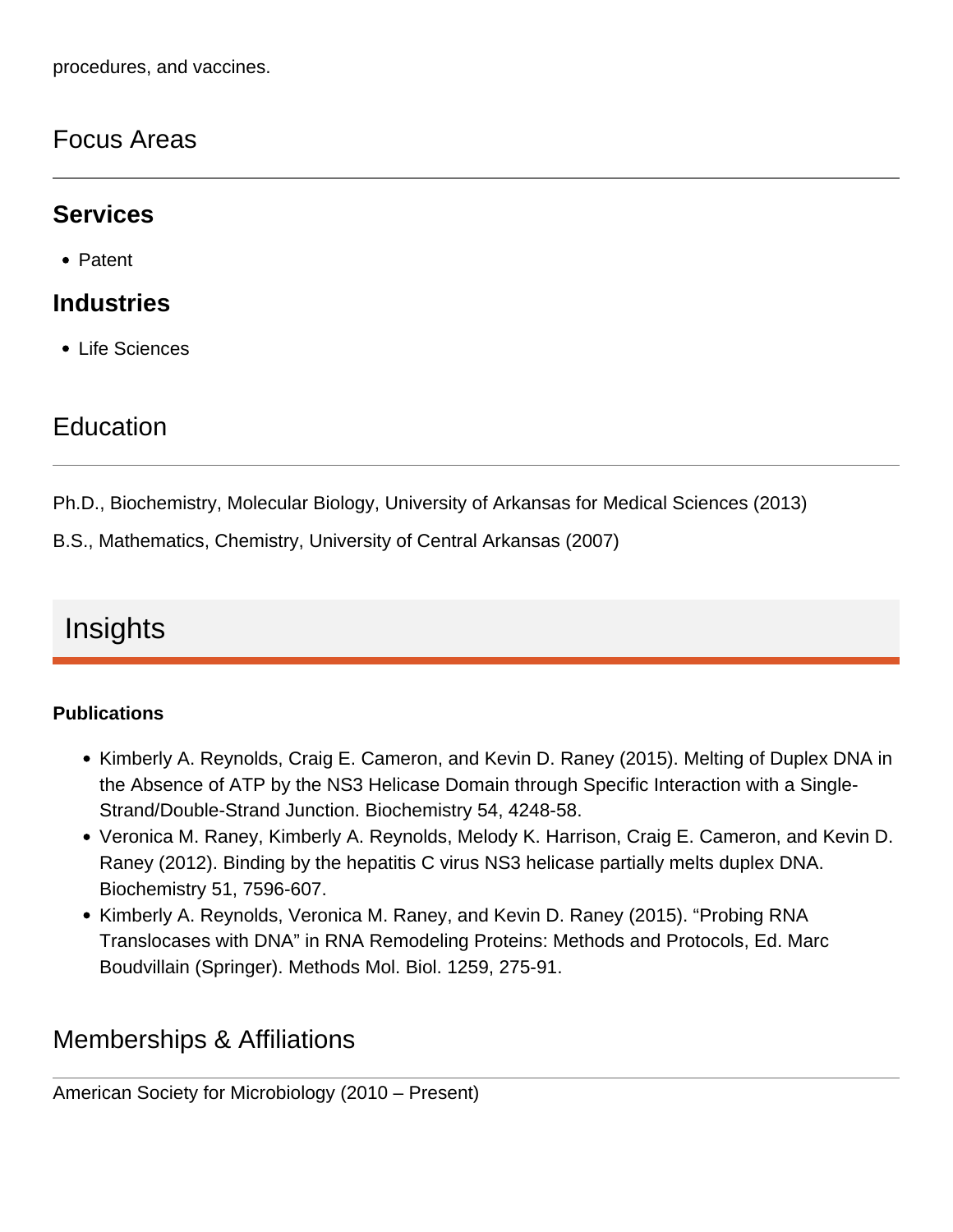procedures, and vaccines.

## Focus Areas

### Services

- Patent

### Industries

- Life Sciences

## Education

Ph.D., Biochemistry, Molecular Biology, University of Arkansas for Medical Sciences (2013)

B.S., Mathematics, Chemistry, University of Central Arkansas (2007)

## Insights

#### Publications

- Kimberly A. Reynolds, Craig E. Cameron, and Kevin D. Raney (2015). Melting of Duplex DNA in the Absence of ATP by the NS3 Helicase Domain through Specific Interaction with a Single-Strand/Double-Strand Junction. Biochemistry 54, 4248-58.
- Veronica M. Raney, Kimberly A. Reynolds, Melody K. Harrison, Craig E. Cameron, and Kevin D. Raney (2012). Binding by the hepatitis C virus NS3 helicase partially melts duplex DNA. Biochemistry 51, 7596-607.
- Kimberly A. Reynolds, Veronica M. Raney, and Kevin D. Raney (2015). "Probing RNA Translocases with DNA" in RNA Remodeling Proteins: Methods and Protocols, Ed. Marc Boudvillain (Springer). Methods Mol. Biol. 1259, 275-91.

## Memberships & Affiliations

American Society for Microbiology (2010 – Present)